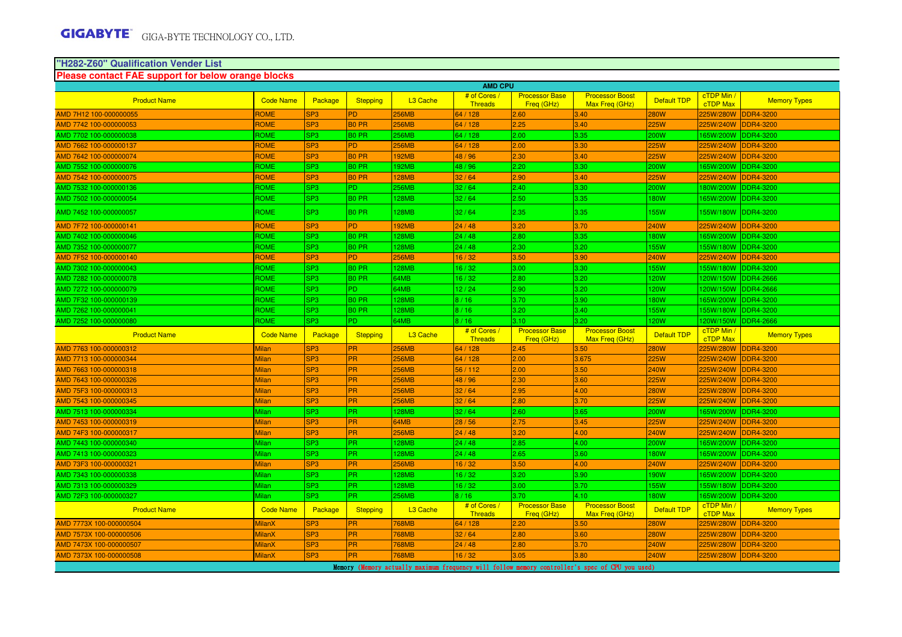## "H282-Z60" Qualification Vender List

**Please contact FAE support for below orange blocks**

**AMD CPU**

| Product Name | Code Name | Package | Stepping | L3 Cache | # of Cores / Threads | Processor Base Freq (GHz) | Processor Boost Max Freq (GHz) | Default TDP | cTDP Min / cTDP Max | Memory Types |
|---|---|---|---|---|---|---|---|---|---|---|
| AMD 7H12 100-000000055 | ROME | SP3 | PD | 256MB | 64 / 128 | 2.60 | 3.40 | 280W | 225W/280W | DDR4-3200 |
| AMD 7742 100-000000053 | ROME | SP3 | B0 PR | 256MB | 64 / 128 | 2.25 | 3.40 | 225W | 225W/240W | DDR4-3200 |
| AMD 7702 100-000000038 | ROME | SP3 | B0 PR | 256MB | 64 / 128 | 2.00 | 3.35 | 200W | 165W/200W | DDR4-3200 |
| AMD 7662 100-000000137 | ROME | SP3 | PD | 256MB | 64 / 128 | 2.00 | 3.30 | 225W | 225W/240W | DDR4-3200 |
| AMD 7642 100-000000074 | ROME | SP3 | B0 PR | 192MB | 48 / 96 | 2.30 | 3.40 | 225W | 225W/240W | DDR4-3200 |
| AMD 7552 100-000000076 | ROME | SP3 | B0 PR | 192MB | 48 / 96 | 2.20 | 3.30 | 200W | 165W/200W | DDR4-3200 |
| AMD 7542 100-000000075 | ROME | SP3 | B0 PR | 128MB | 32 / 64 | 2.90 | 3.40 | 225W | 225W/240W | DDR4-3200 |
| AMD 7532 100-000000136 | ROME | SP3 | PD | 256MB | 32 / 64 | 2.40 | 3.30 | 200W | 180W/200W | DDR4-3200 |
| AMD 7502 100-000000054 | ROME | SP3 | B0 PR | 128MB | 32 / 64 | 2.50 | 3.35 | 180W | 165W/200W | DDR4-3200 |
| AMD 7452 100-000000057 | ROME | SP3 | B0 PR | 128MB | 32 / 64 | 2.35 | 3.35 | 155W | 155W/180W | DDR4-3200 |
| AMD 7F72 100-000000141 | ROME | SP3 | PD | 192MB | 24 / 48 | 3.20 | 3.70 | 240W | 225W/240W | DDR4-3200 |
| AMD 7402 100-000000046 | ROME | SP3 | B0 PR | 128MB | 24 / 48 | 2.80 | 3.35 | 180W | 165W/200W | DDR4-3200 |
| AMD 7352 100-000000077 | ROME | SP3 | B0 PR | 128MB | 24 / 48 | 2.30 | 3.20 | 155W | 155W/180W | DDR4-3200 |
| AMD 7F52 100-000000140 | ROME | SP3 | PD | 256MB | 16 / 32 | 3.50 | 3.90 | 240W | 225W/240W | DDR4-3200 |
| AMD 7302 100-000000043 | ROME | SP3 | B0 PR | 128MB | 16 / 32 | 3.00 | 3.30 | 155W | 155W/180W | DDR4-3200 |
| AMD 7282 100-000000078 | ROME | SP3 | B0 PR | 64MB | 16 / 32 | 2.80 | 3.20 | 120W | 120W/150W | DDR4-2666 |
| AMD 7272 100-000000079 | ROME | SP3 | PD | 64MB | 12 / 24 | 2.90 | 3.20 | 120W | 120W/150W | DDR4-2666 |
| AMD 7F32 100-000000139 | ROME | SP3 | B0 PR | 128MB | 8 / 16 | 3.70 | 3.90 | 180W | 165W/200W | DDR4-3200 |
| AMD 7262 100-000000041 | ROME | SP3 | B0 PR | 128MB | 8 / 16 | 3.20 | 3.40 | 155W | 155W/180W | DDR4-3200 |
| AMD 7252 100-000000080 | ROME | SP3 | PD | 64MB | 8 / 16 | 3.10 | 3.20 | 120W | 120W/150W | DDR4-2666 |
| **Product Name** | **Code Name** | **Package** | **Stepping** | **L3 Cache** | **# of Cores / Threads** | **Processor Base Freq (GHz)** | **Processor Boost Max Freq (GHz)** | **Default TDP** | **cTDP Min / cTDP Max** | **Memory Types** |
| AMD 7763 100-000000312 | Milan | SP3 | PR | 256MB | 64 / 128 | 2.45 | 3.50 | 280W | 225W/280W | DDR4-3200 |
| AMD 7713 100-000000344 | Milan | SP3 | PR | 256MB | 64 / 128 | 2.00 | 3.675 | 225W | 225W/240W | DDR4-3200 |
| AMD 7663 100-000000318 | Milan | SP3 | PR | 256MB | 56 / 112 | 2.00 | 3.50 | 240W | 225W/240W | DDR4-3200 |
| AMD 7643 100-000000326 | Milan | SP3 | PR | 256MB | 48 / 96 | 2.30 | 3.60 | 225W | 225W/240W | DDR4-3200 |
| AMD 75F3 100-000000313 | Milan | SP3 | PR | 256MB | 32 / 64 | 2.95 | 4.00 | 280W | 225W/280W | DDR4-3200 |
| AMD 7543 100-000000345 | Milan | SP3 | PR | 256MB | 32 / 64 | 2.80 | 3.70 | 225W | 225W/240W | DDR4-3200 |
| AMD 7513 100-000000334 | Milan | SP3 | PR | 128MB | 32 / 64 | 2.60 | 3.65 | 200W | 165W/200W | DDR4-3200 |
| AMD 7453 100-000000319 | Milan | SP3 | PR | 64MB | 28 / 56 | 2.75 | 3.45 | 225W | 225W/240W | DDR4-3200 |
| AMD 74F3 100-000000317 | Milan | SP3 | PR | 256MB | 24 / 48 | 3.20 | 4.00 | 240W | 225W/240W | DDR4-3200 |
| AMD 7443 100-000000340 | Milan | SP3 | PR | 128MB | 24 / 48 | 2.85 | 4.00 | 200W | 165W/200W | DDR4-3200 |
| AMD 7413 100-000000323 | Milan | SP3 | PR | 128MB | 24 / 48 | 2.65 | 3.60 | 180W | 165W/200W | DDR4-3200 |
| AMD 73F3 100-000000321 | Milan | SP3 | PR | 256MB | 16 / 32 | 3.50 | 4.00 | 240W | 225W/240W | DDR4-3200 |
| AMD 7343 100-000000338 | Milan | SP3 | PR | 128MB | 16 / 32 | 3.20 | 3.90 | 190W | 165W/200W | DDR4-3200 |
| AMD 7313 100-000000329 | Milan | SP3 | PR | 128MB | 16 / 32 | 3.00 | 3.70 | 155W | 155W/180W | DDR4-3200 |
| AMD 72F3 100-000000327 | Milan | SP3 | PR | 256MB | 8 / 16 | 3.70 | 4.10 | 180W | 165W/200W | DDR4-3200 |
| **Product Name** | **Code Name** | **Package** | **Stepping** | **L3 Cache** | **# of Cores / Threads** | **Processor Base Freq (GHz)** | **Processor Boost Max Freq (GHz)** | **Default TDP** | **cTDP Min / cTDP Max** | **Memory Types** |
| AMD 7773X 100-000000504 | MilanX | SP3 | PR | 768MB | 64 / 128 | 2.20 | 3.50 | 280W | 225W/280W | DDR4-3200 |
| AMD 7573X 100-000000506 | MilanX | SP3 | PR | 768MB | 32 / 64 | 2.80 | 3.60 | 280W | 225W/280W | DDR4-3200 |
| AMD 7473X 100-000000507 | MilanX | SP3 | PR | 768MB | 24 / 48 | 2.80 | 3.70 | 240W | 225W/280W | DDR4-3200 |
| AMD 7373X 100-000000508 | MilanX | SP3 | PR | 768MB | 16 / 32 | 3.05 | 3.80 | 240W | 225W/280W | DDR4-3200 |

Memory (Memory actually maximum frequency will follow memory controller's spec of CPU you used)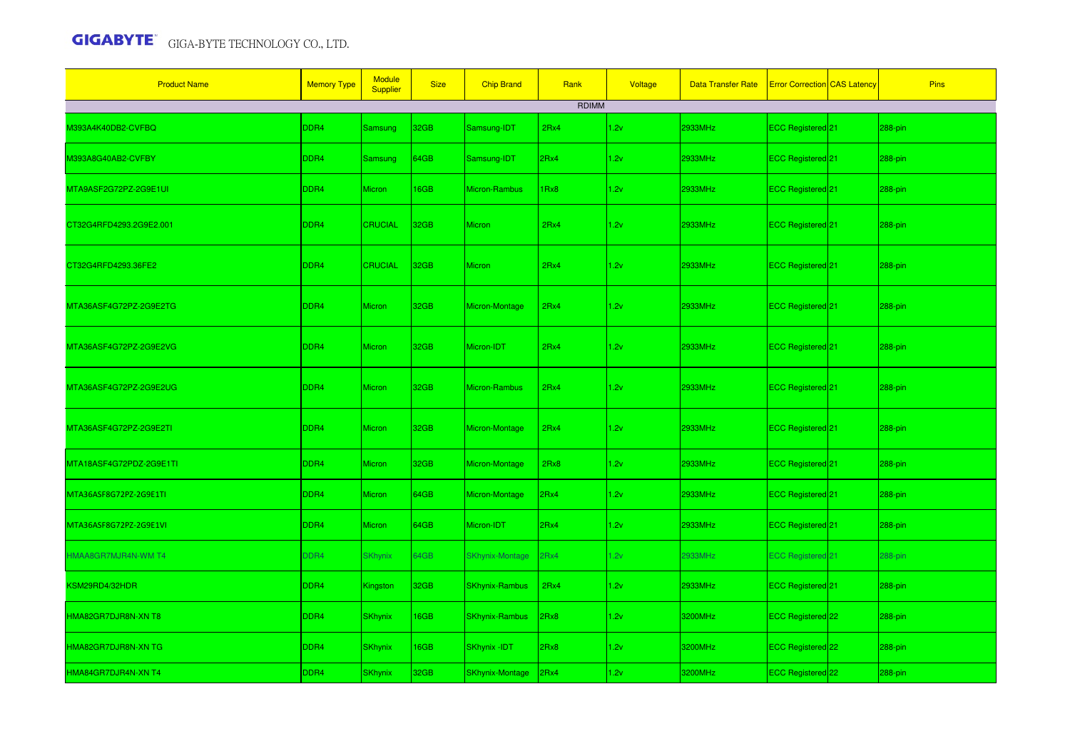| Product Name | Memory Type | Module Supplier | Size | Chip Brand | Rank | Voltage | Data Transfer Rate | Error Correction | CAS Latency | Pins |
|---|---|---|---|---|---|---|---|---|---|---|
| RDIMM | | | | | | | | | | |
| M393A4K40DB2-CVFBQ | DDR4 | Samsung | 32GB | Samsung-IDT | 2Rx4 | 1.2v | 2933MHz | ECC Registered | 21 | 288-pin |
| M393A8G40AB2-CVFBY | DDR4 | Samsung | 64GB | Samsung-IDT | 2Rx4 | 1.2v | 2933MHz | ECC Registered | 21 | 288-pin |
| MTA9ASF2G72PZ-2G9E1UI | DDR4 | Micron | 16GB | Micron-Rambus | 1Rx8 | 1.2v | 2933MHz | ECC Registered | 21 | 288-pin |
| CT32G4RFD4293.2G9E2.001 | DDR4 | CRUCIAL | 32GB | Micron | 2Rx4 | 1.2v | 2933MHz | ECC Registered | 21 | 288-pin |
| CT32G4RFD4293.36FE2 | DDR4 | CRUCIAL | 32GB | Micron | 2Rx4 | 1.2v | 2933MHz | ECC Registered | 21 | 288-pin |
| MTA36ASF4G72PZ-2G9E2TG | DDR4 | Micron | 32GB | Micron-Montage | 2Rx4 | 1.2v | 2933MHz | ECC Registered | 21 | 288-pin |
| MTA36ASF4G72PZ-2G9E2VG | DDR4 | Micron | 32GB | Micron-IDT | 2Rx4 | 1.2v | 2933MHz | ECC Registered | 21 | 288-pin |
| MTA36ASF4G72PZ-2G9E2UG | DDR4 | Micron | 32GB | Micron-Rambus | 2Rx4 | 1.2v | 2933MHz | ECC Registered | 21 | 288-pin |
| MTA36ASF4G72PZ-2G9E2TI | DDR4 | Micron | 32GB | Micron-Montage | 2Rx4 | 1.2v | 2933MHz | ECC Registered | 21 | 288-pin |
| MTA18ASF4G72PDZ-2G9E1TI | DDR4 | Micron | 32GB | Micron-Montage | 2Rx8 | 1.2v | 2933MHz | ECC Registered | 21 | 288-pin |
| MTA36ASF8G72PZ-2G9E1TI | DDR4 | Micron | 64GB | Micron-Montage | 2Rx4 | 1.2v | 2933MHz | ECC Registered | 21 | 288-pin |
| MTA36ASF8G72PZ-2G9E1VI | DDR4 | Micron | 64GB | Micron-IDT | 2Rx4 | 1.2v | 2933MHz | ECC Registered | 21 | 288-pin |
| HMAA8GR7MJR4N-WM T4 | DDR4 | SKhynix | 64GB | SKhynix-Montage | 2Rx4 | 1.2v | 2933MHz | ECC Registered | 21 | 288-pin |
| KSM29RD4/32HDR | DDR4 | Kingston | 32GB | SKhynix-Rambus | 2Rx4 | 1.2v | 2933MHz | ECC Registered | 21 | 288-pin |
| HMA82GR7DJR8N-XN T8 | DDR4 | SKhynix | 16GB | SKhynix-Rambus | 2Rx8 | 1.2v | 3200MHz | ECC Registered | 22 | 288-pin |
| HMA82GR7DJR8N-XN TG | DDR4 | SKhynix | 16GB | SKhynix -IDT | 2Rx8 | 1.2v | 3200MHz | ECC Registered | 22 | 288-pin |
| HMA84GR7DJR4N-XN T4 | DDR4 | SKhynix | 32GB | SKhynix-Montage | 2Rx4 | 1.2v | 3200MHz | ECC Registered | 22 | 288-pin |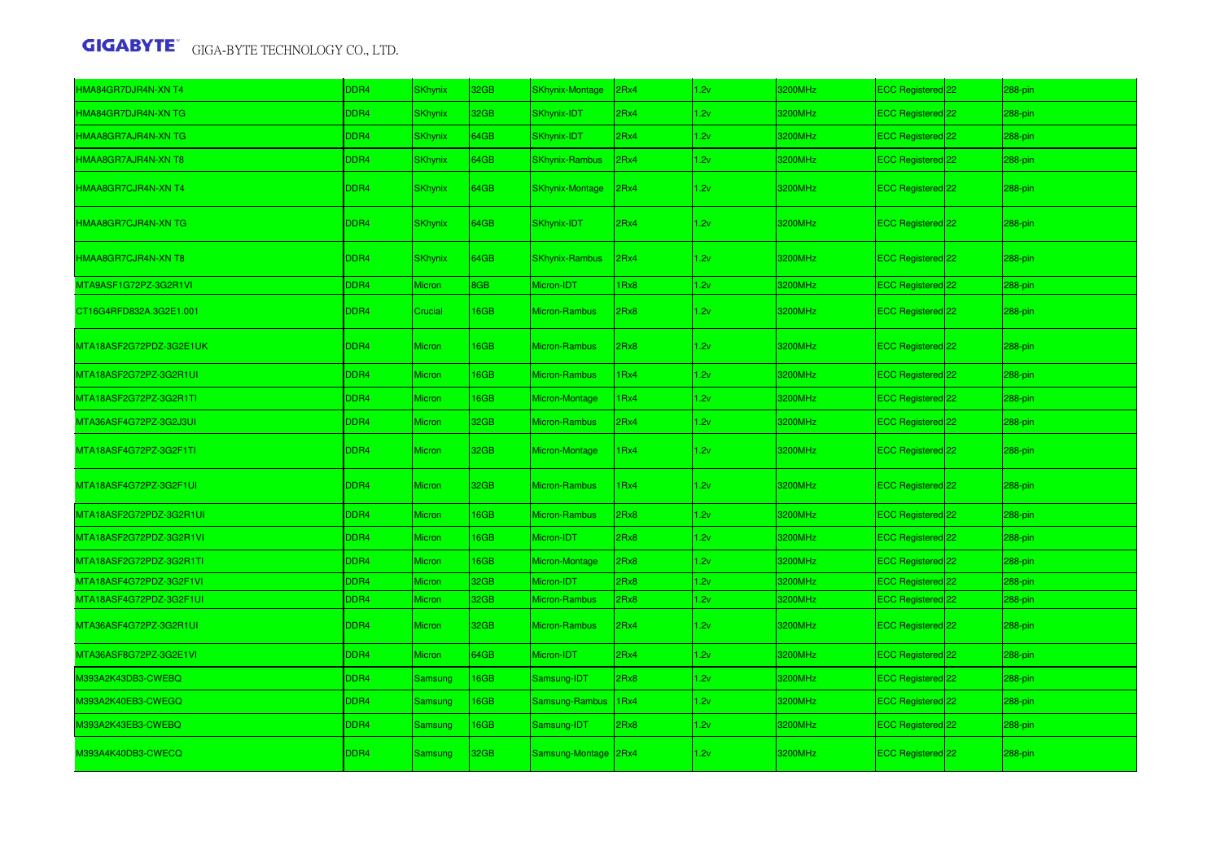| | | | | | | | | | | |
|---|---|---|---|---|---|---|---|---|---|---|
| HMA84GR7DJR4N-XN T4 | DDR4 | SKhynix | 32GB | SKhynix-Montage | 2Rx4 | 1.2v | 3200MHz | ECC Registered | 22 | 288-pin |
| HMA84GR7DJR4N-XN TG | DDR4 | SKhynix | 32GB | SKhynix-IDT | 2Rx4 | 1.2v | 3200MHz | ECC Registered | 22 | 288-pin |
| HMAA8GR7AJR4N-XN TG | DDR4 | SKhynix | 64GB | SKhynix-IDT | 2Rx4 | 1.2v | 3200MHz | ECC Registered | 22 | 288-pin |
| HMAA8GR7AJR4N-XN T8 | DDR4 | SKhynix | 64GB | SKhynix-Rambus | 2Rx4 | 1.2v | 3200MHz | ECC Registered | 22 | 288-pin |
| HMAA8GR7CJR4N-XN T4 | DDR4 | SKhynix | 64GB | SKhynix-Montage | 2Rx4 | 1.2v | 3200MHz | ECC Registered | 22 | 288-pin |
| HMAA8GR7CJR4N-XN TG | DDR4 | SKhynix | 64GB | SKhynix-IDT | 2Rx4 | 1.2v | 3200MHz | ECC Registered | 22 | 288-pin |
| HMAA8GR7CJR4N-XN T8 | DDR4 | SKhynix | 64GB | SKhynix-Rambus | 2Rx4 | 1.2v | 3200MHz | ECC Registered | 22 | 288-pin |
| MTA9ASF1G72PZ-3G2R1VI | DDR4 | Micron | 8GB | Micron-IDT | 1Rx8 | 1.2v | 3200MHz | ECC Registered | 22 | 288-pin |
| CT16G4RFD832A.3G2E1.001 | DDR4 | Crucial | 16GB | Micron-Rambus | 2Rx8 | 1.2v | 3200MHz | ECC Registered | 22 | 288-pin |
| MTA18ASF2G72PDZ-3G2E1UK | DDR4 | Micron | 16GB | Micron-Rambus | 2Rx8 | 1.2v | 3200MHz | ECC Registered | 22 | 288-pin |
| MTA18ASF2G72PZ-3G2R1UI | DDR4 | Micron | 16GB | Micron-Rambus | 1Rx4 | 1.2v | 3200MHz | ECC Registered | 22 | 288-pin |
| MTA18ASF2G72PZ-3G2R1TI | DDR4 | Micron | 16GB | Micron-Montage | 1Rx4 | 1.2v | 3200MHz | ECC Registered | 22 | 288-pin |
| MTA36ASF4G72PZ-3G2J3UI | DDR4 | Micron | 32GB | Micron-Rambus | 2Rx4 | 1.2v | 3200MHz | ECC Registered | 22 | 288-pin |
| MTA18ASF4G72PZ-3G2F1TI | DDR4 | Micron | 32GB | Micron-Montage | 1Rx4 | 1.2v | 3200MHz | ECC Registered | 22 | 288-pin |
| MTA18ASF4G72PZ-3G2F1UI | DDR4 | Micron | 32GB | Micron-Rambus | 1Rx4 | 1.2v | 3200MHz | ECC Registered | 22 | 288-pin |
| MTA18ASF2G72PDZ-3G2R1UI | DDR4 | Micron | 16GB | Micron-Rambus | 2Rx8 | 1.2v | 3200MHz | ECC Registered | 22 | 288-pin |
| MTA18ASF2G72PDZ-3G2R1VI | DDR4 | Micron | 16GB | Micron-IDT | 2Rx8 | 1.2v | 3200MHz | ECC Registered | 22 | 288-pin |
| MTA18ASF2G72PDZ-3G2R1TI | DDR4 | Micron | 16GB | Micron-Montage | 2Rx8 | 1.2v | 3200MHz | ECC Registered | 22 | 288-pin |
| MTA18ASF4G72PDZ-3G2F1VI | DDR4 | Micron | 32GB | Micron-IDT | 2Rx8 | 1.2v | 3200MHz | ECC Registered | 22 | 288-pin |
| MTA18ASF4G72PDZ-3G2F1UI | DDR4 | Micron | 32GB | Micron-Rambus | 2Rx8 | 1.2v | 3200MHz | ECC Registered | 22 | 288-pin |
| MTA36ASF4G72PZ-3G2R1UI | DDR4 | Micron | 32GB | Micron-Rambus | 2Rx4 | 1.2v | 3200MHz | ECC Registered | 22 | 288-pin |
| MTA36ASF8G72PZ-3G2E1VI | DDR4 | Micron | 64GB | Micron-IDT | 2Rx4 | 1.2v | 3200MHz | ECC Registered | 22 | 288-pin |
| M393A2K43DB3-CWEBQ | DDR4 | Samsung | 16GB | Samsung-IDT | 2Rx8 | 1.2v | 3200MHz | ECC Registered | 22 | 288-pin |
| M393A2K40EB3-CWEGQ | DDR4 | Samsung | 16GB | Samsung-Rambus | 1Rx4 | 1.2v | 3200MHz | ECC Registered | 22 | 288-pin |
| M393A2K43EB3-CWEBQ | DDR4 | Samsung | 16GB | Samsung-IDT | 2Rx8 | 1.2v | 3200MHz | ECC Registered | 22 | 288-pin |
| M393A4K40DB3-CWECQ | DDR4 | Samsung | 32GB | Samsung-Montage | 2Rx4 | 1.2v | 3200MHz | ECC Registered | 22 | 288-pin |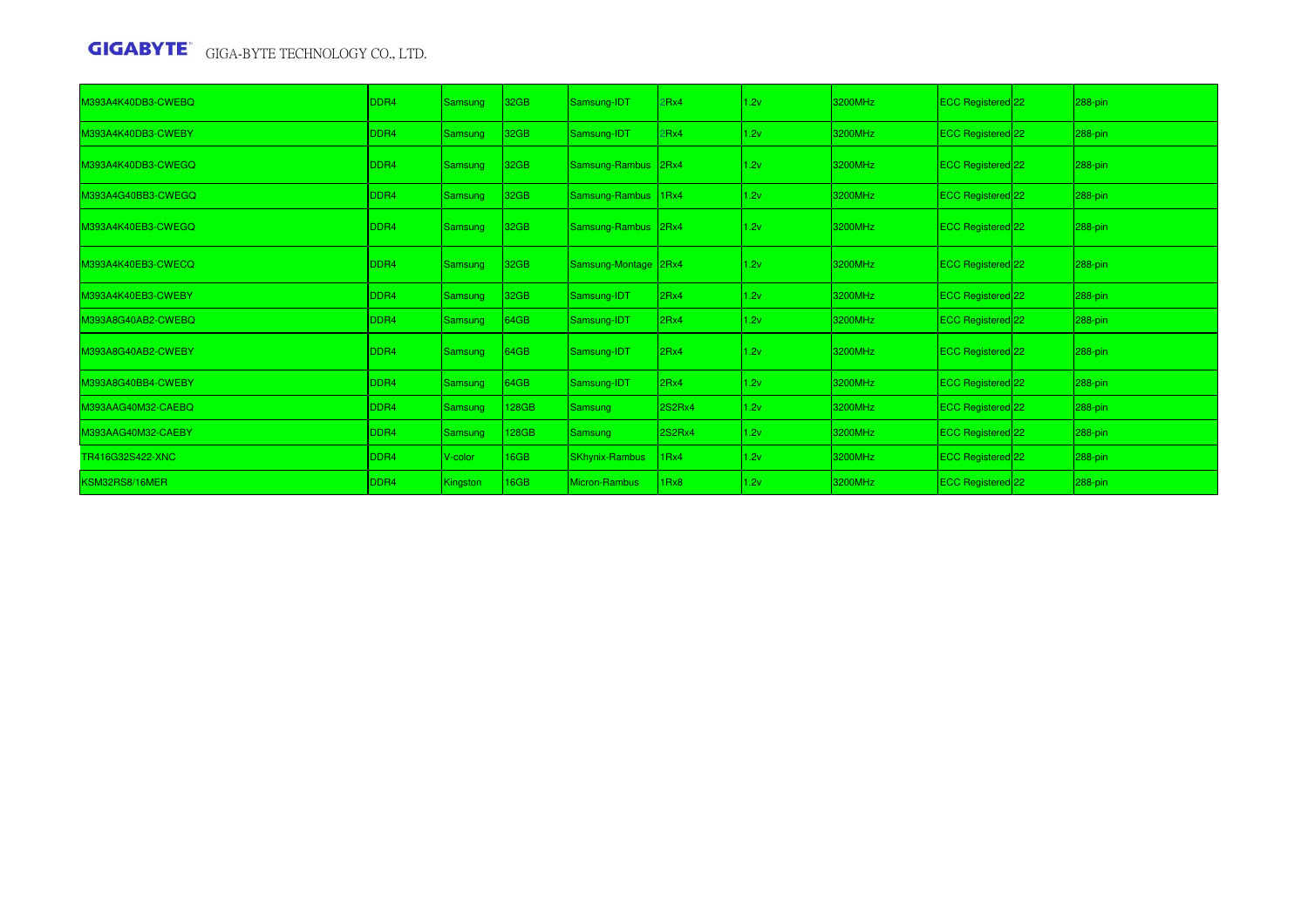| | | | | | | | | | | |
|---|---|---|---|---|---|---|---|---|---|---|
| M393A4K40DB3-CWEBQ | DDR4 | Samsung | 32GB | Samsung-IDT | 2Rx4 | 1.2v | 3200MHz | ECC Registered | 22 | 288-pin |
| M393A4K40DB3-CWEBY | DDR4 | Samsung | 32GB | Samsung-IDT | 2Rx4 | 1.2v | 3200MHz | ECC Registered | 22 | 288-pin |
| M393A4K40DB3-CWEGQ | DDR4 | Samsung | 32GB | Samsung-Rambus | 2Rx4 | 1.2v | 3200MHz | ECC Registered | 22 | 288-pin |
| M393A4G40BB3-CWEGQ | DDR4 | Samsung | 32GB | Samsung-Rambus | 1Rx4 | 1.2v | 3200MHz | ECC Registered | 22 | 288-pin |
| M393A4K40EB3-CWEGQ | DDR4 | Samsung | 32GB | Samsung-Rambus | 2Rx4 | 1.2v | 3200MHz | ECC Registered | 22 | 288-pin |
| M393A4K40EB3-CWECQ | DDR4 | Samsung | 32GB | Samsung-Montage | 2Rx4 | 1.2v | 3200MHz | ECC Registered | 22 | 288-pin |
| M393A4K40EB3-CWEBY | DDR4 | Samsung | 32GB | Samsung-IDT | 2Rx4 | 1.2v | 3200MHz | ECC Registered | 22 | 288-pin |
| M393A8G40AB2-CWEBQ | DDR4 | Samsung | 64GB | Samsung-IDT | 2Rx4 | 1.2v | 3200MHz | ECC Registered | 22 | 288-pin |
| M393A8G40AB2-CWEBY | DDR4 | Samsung | 64GB | Samsung-IDT | 2Rx4 | 1.2v | 3200MHz | ECC Registered | 22 | 288-pin |
| M393A8G40BB4-CWEBY | DDR4 | Samsung | 64GB | Samsung-IDT | 2Rx4 | 1.2v | 3200MHz | ECC Registered | 22 | 288-pin |
| M393AAG40M32-CAEBQ | DDR4 | Samsung | 128GB | Samsung | 2S2Rx4 | 1.2v | 3200MHz | ECC Registered | 22 | 288-pin |
| M393AAG40M32-CAEBY | DDR4 | Samsung | 128GB | Samsung | 2S2Rx4 | 1.2v | 3200MHz | ECC Registered | 22 | 288-pin |
| TR416G32S422-XNC | DDR4 | V-color | 16GB | SKhynix-Rambus | 1Rx4 | 1.2v | 3200MHz | ECC Registered | 22 | 288-pin |
| KSM32RS8/16MER | DDR4 | Kingston | 16GB | Micron-Rambus | 1Rx8 | 1.2v | 3200MHz | ECC Registered | 22 | 288-pin |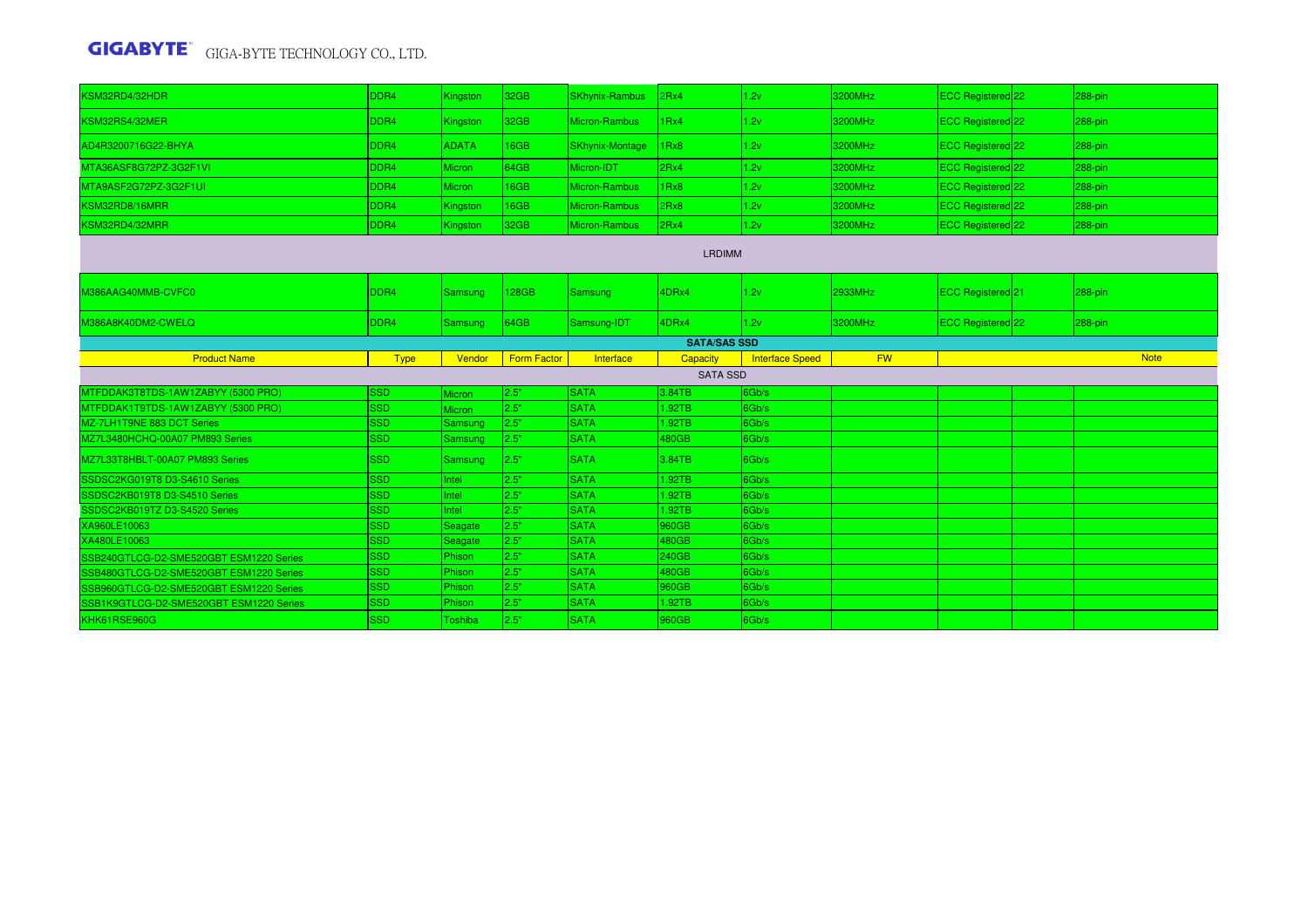| | | | | | | | | | | |
|---|---|---|---|---|---|---|---|---|---|---|
| KSM32RD4/32HDR | DDR4 | Kingston | 32GB | SKhynix-Rambus | 2Rx4 | 1.2v | 3200MHz | ECC Registered | 22 | 288-pin |
| KSM32RS4/32MER | DDR4 | Kingston | 32GB | Micron-Rambus | 1Rx4 | 1.2v | 3200MHz | ECC Registered | 22 | 288-pin |
| AD4R3200716G22-BHYA | DDR4 | ADATA | 16GB | SKhynix-Montage | 1Rx8 | 1.2v | 3200MHz | ECC Registered | 22 | 288-pin |
| MTA36ASF8G72PZ-3G2F1VI | DDR4 | Micron | 64GB | Micron-IDT | 2Rx4 | 1.2v | 3200MHz | ECC Registered | 22 | 288-pin |
| MTA9ASF2G72PZ-3G2F1UI | DDR4 | Micron | 16GB | Micron-Rambus | 1Rx8 | 1.2v | 3200MHz | ECC Registered | 22 | 288-pin |
| KSM32RD8/16MRR | DDR4 | Kingston | 16GB | Micron-Rambus | 2Rx8 | 1.2v | 3200MHz | ECC Registered | 22 | 288-pin |
| KSM32RD4/32MRR | DDR4 | Kingston | 32GB | Micron-Rambus | 2Rx4 | 1.2v | 3200MHz | ECC Registered | 22 | 288-pin |
| LRDIMM | | | | | | | | | | |
| M386AAG40MMB-CVFC0 | DDR4 | Samsung | 128GB | Samsung | 4DRx4 | 1.2v | 2933MHz | ECC Registered | 21 | 288-pin |
| M386A8K40DM2-CWELQ | DDR4 | Samsung | 64GB | Samsung-IDT | 4DRx4 | 1.2v | 3200MHz | ECC Registered | 22 | 288-pin |

**SATA/SAS SSD**

| Product Name | Type | Vendor | Form Factor | Interface | Capacity | Interface Speed | FW | | | Note |
|---|---|---|---|---|---|---|---|---|---|---|
| SATA SSD | | | | | | | | | | |
| MTFDDAK3T8TDS-1AW1ZABYY (5300 PRO) | SSD | Micron | 2.5" | SATA | 3.84TB | 6Gb/s | | | | |
| MTFDDAK1T9TDS-1AW1ZABYY (5300 PRO) | SSD | Micron | 2.5" | SATA | 1.92TB | 6Gb/s | | | | |
| MZ-7LH1T9NE 883 DCT Series | SSD | Samsung | 2.5" | SATA | 1.92TB | 6Gb/s | | | | |
| MZ7L3480HCHQ-00A07 PM893 Series | SSD | Samsung | 2.5" | SATA | 480GB | 6Gb/s | | | | |
| MZ7L33T8HBLT-00A07 PM893 Series | SSD | Samsung | 2.5" | SATA | 3.84TB | 6Gb/s | | | | |
| SSDSC2KG019T8 D3-S4610 Series | SSD | Intel | 2.5" | SATA | 1.92TB | 6Gb/s | | | | |
| SSDSC2KB019T8 D3-S4510 Series | SSD | Intel | 2.5" | SATA | 1.92TB | 6Gb/s | | | | |
| SSDSC2KB019TZ D3-S4520 Series | SSD | Intel | 2.5" | SATA | 1.92TB | 6Gb/s | | | | |
| XA960LE10063 | SSD | Seagate | 2.5" | SATA | 960GB | 6Gb/s | | | | |
| XA480LE10063 | SSD | Seagate | 2.5" | SATA | 480GB | 6Gb/s | | | | |
| SSB240GTLCG-D2-SME520GBT ESM1220 Series | SSD | Phison | 2.5" | SATA | 240GB | 6Gb/s | | | | |
| SSB480GTLCG-D2-SME520GBT ESM1220 Series | SSD | Phison | 2.5" | SATA | 480GB | 6Gb/s | | | | |
| SSB960GTLCG-D2-SME520GBT ESM1220 Series | SSD | Phison | 2.5" | SATA | 960GB | 6Gb/s | | | | |
| SSB1K9GTLCG-D2-SME520GBT ESM1220 Series | SSD | Phison | 2.5" | SATA | 1.92TB | 6Gb/s | | | | |
| KHK61RSE960G | SSD | Toshiba | 2.5" | SATA | 960GB | 6Gb/s | | | | |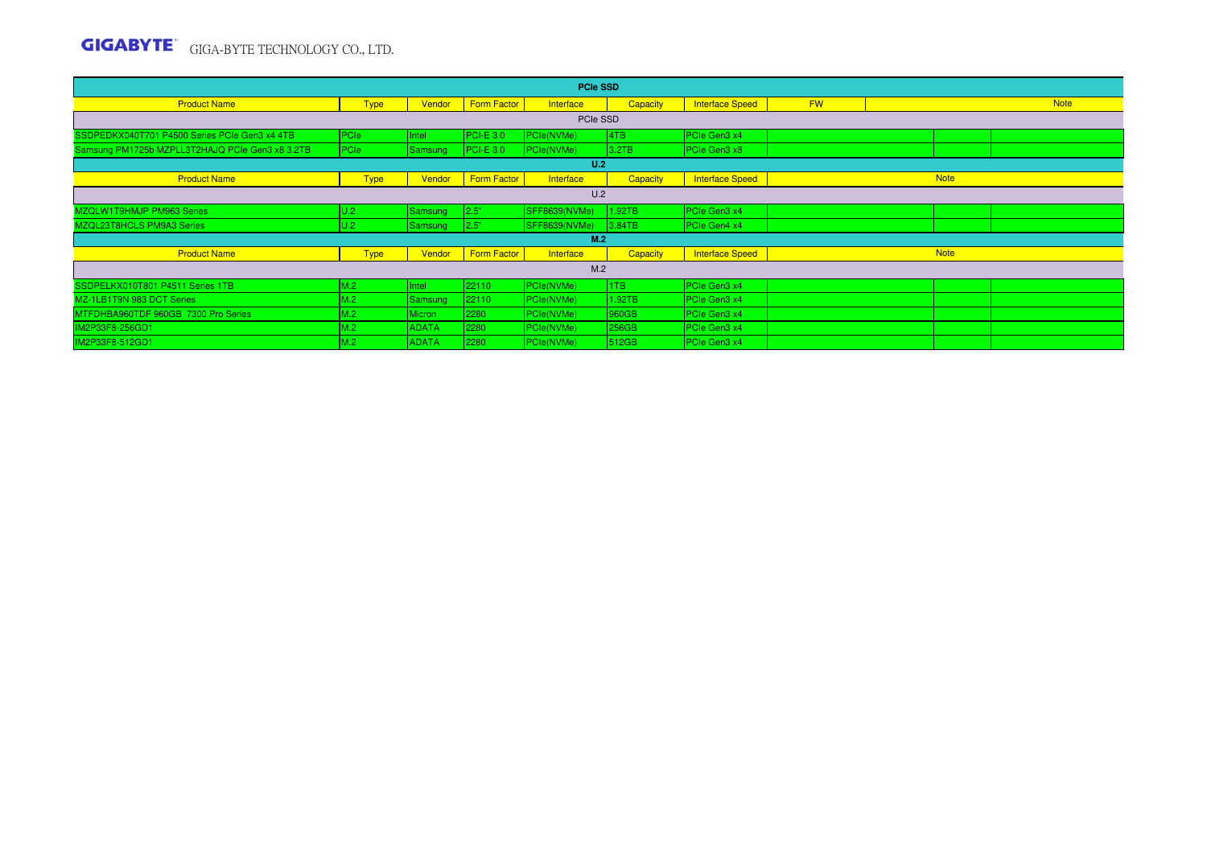**GIGABYTE** GIGA-BYTE TECHNOLOGY CO., LTD.

| PCIe SSD | | | | | | | | |
|---|---|---|---|---|---|---|---|---|
| Product Name | Type | Vendor | Form Factor | Interface | Capacity | Interface Speed | FW | Note |
| PCIe SSD | | | | | | | | |
| SSDPEDKX040T701 P4500 Series PCIe Gen3 x4 4TB | PCIe | Intel | PCI-E 3.0 | PCIe(NVMe) | 4TB | PCIe Gen3 x4 | | |
| Samsung PM1725b MZPLL3T2HAJQ PCIe Gen3 x8 3.2TB | PCIe | Samsung | PCI-E 3.0 | PCIe(NVMe) | 3.2TB | PCIe Gen3 x8 | | |

| U.2 | | | | | | | |
|---|---|---|---|---|---|---|---|
| Product Name | Type | Vendor | Form Factor | Interface | Capacity | Interface Speed | Note |
| U.2 | | | | | | | |
| MZQLW1T9HMJP PM963 Series | U.2 | Samsung | 2.5" | SFF8639(NVMe) | 1.92TB | PCIe Gen3 x4 | |
| MZQL23T8HCLS PM9A3 Series | U.2 | Samsung | 2.5" | SFF8639(NVMe) | 3.84TB | PCIe Gen4 x4 | |

| M.2 | | | | | | | |
|---|---|---|---|---|---|---|---|
| Product Name | Type | Vendor | Form Factor | Interface | Capacity | Interface Speed | Note |
| M.2 | | | | | | | |
| SSDPELKX010T801 P4511 Series 1TB | M.2 | Intel | 22110 | PCIe(NVMe) | 1TB | PCIe Gen3 x4 | |
| MZ-1LB1T9N 983 DCT Series | M.2 | Samsung | 22110 | PCIe(NVMe) | 1.92TB | PCIe Gen3 x4 | |
| MTFDHBA960TDF 960GB 7300 Pro Series | M.2 | Micron | 2280 | PCIe(NVMe) | 960GB | PCIe Gen3 x4 | |
| IM2P33F8-256GD1 | M.2 | ADATA | 2280 | PCIe(NVMe) | 256GB | PCIe Gen3 x4 | |
| IM2P33F8-512GD1 | M.2 | ADATA | 2280 | PCIe(NVMe) | 512GB | PCIe Gen3 x4 | |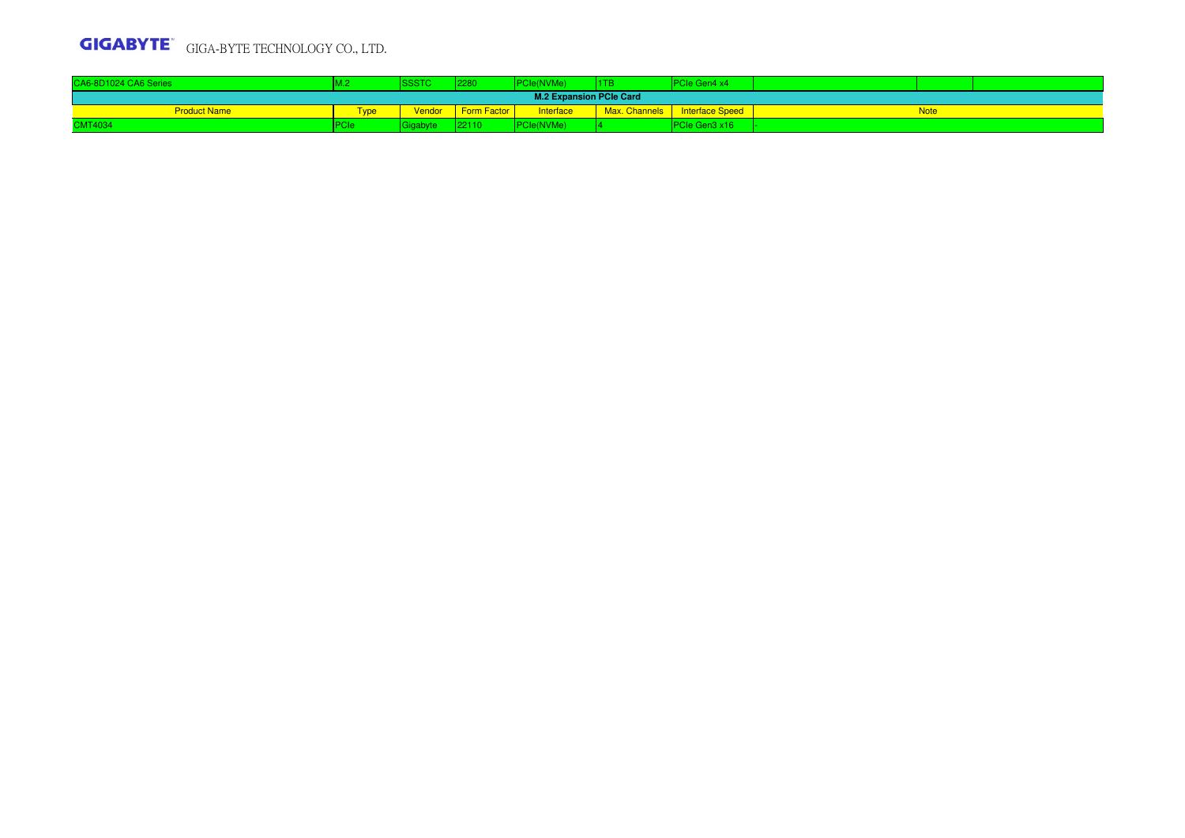| | | | | | | | | | |
|---|---|---|---|---|---|---|---|---|---|
| CA6-8D1024 CA6 Series | M.2 | SSSTC | 2280 | PCIe(NVMe) | 1TB | PCIe Gen4 x4 | | | |
| **M.2 Expansion PCIe Card** | | | | | | | | | |
| Product Name | Type | Vendor | Form Factor | Interface | Max. Channels | Interface Speed | Note | | |
| CMT4034 | PCIe | Gigabyte | 22110 | PCIe(NVMe) | 4 | PCIe Gen3 x16 | - | | |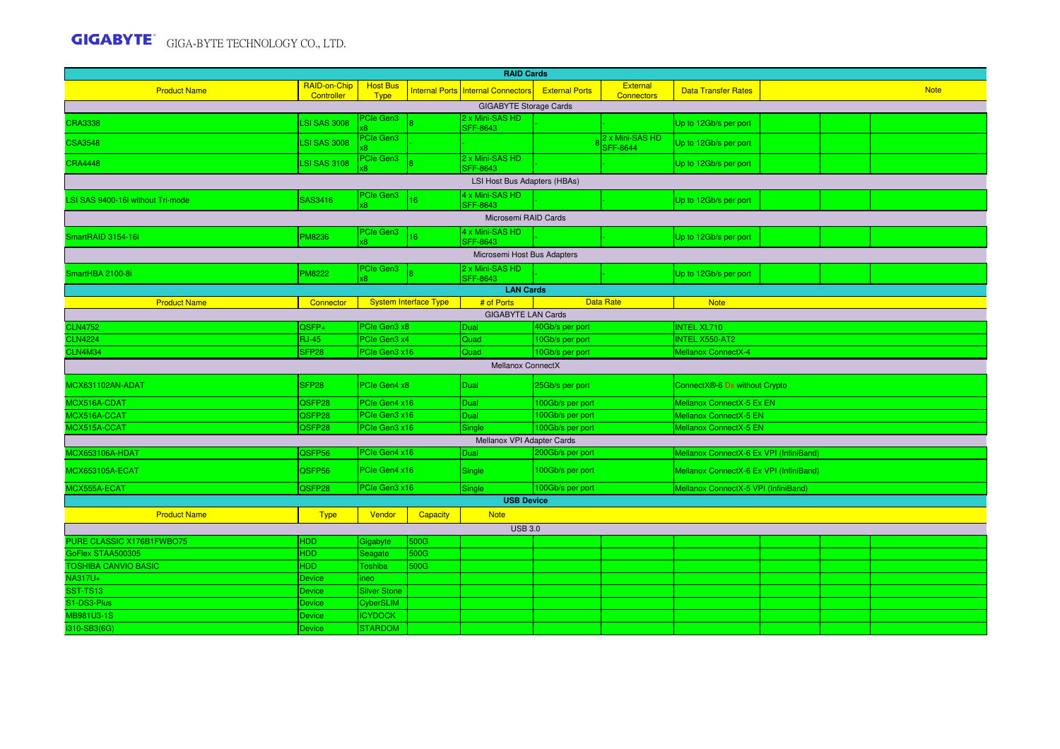## RAID Cards

| Product Name | RAID-on-Chip Controller | Host Bus Type | Internal Ports | Internal Connectors | External Ports | External Connectors | Data Transfer Rates | Note |
|---|---|---|---|---|---|---|---|---|
| **GIGABYTE Storage Cards** | | | | | | | | |
| CRA3338 | LSI SAS 3008 | PCIe Gen3 x8 | 8 | 2 x Mini-SAS HD SFF-8643 | - | - | Up to 12Gb/s per port | |
| CSA3548 | LSI SAS 3008 | PCIe Gen3 x8 | - | - | 8 | 2 x Mini-SAS HD SFF-8644 | Up to 12Gb/s per port | |
| CRA4448 | LSI SAS 3108 | PCIe Gen3 x8 | 8 | 2 x Mini-SAS HD SFF-8643 | - | - | Up to 12Gb/s per port | |
| **LSI Host Bus Adapters (HBAs)** | | | | | | | | |
| LSI SAS 9400-16i without Tri-mode | SAS3416 | PCIe Gen3 x8 | 16 | 4 x Mini-SAS HD SFF-8643 | - | - | Up to 12Gb/s per port | |
| **Microsemi RAID Cards** | | | | | | | | |
| SmartRAID 3154-16i | PM8236 | PCIe Gen3 x8 | 16 | 4 x Mini-SAS HD SFF-8643 | - | - | Up to 12Gb/s per port | |
| **Microsemi Host Bus Adapters** | | | | | | | | |
| SmartHBA 2100-8i | PM8222 | PCIe Gen3 x8 | 8 | 2 x Mini-SAS HD SFF-8643 | - | - | Up to 12Gb/s per port | |

## LAN Cards

| Product Name | Connector | System Interface Type | # of Ports | Data Rate | Note |
|---|---|---|---|---|---|
| **GIGABYTE LAN Cards** | | | | | |
| CLN4752 | QSFP+ | PCIe Gen3 x8 | Dual | 40Gb/s per port | INTEL XL710 |
| CLN4224 | RJ-45 | PCIe Gen3 x4 | Quad | 10Gb/s per port | INTEL X550-AT2 |
| CLN4M34 | SFP28 | PCIe Gen3 x16 | Quad | 10Gb/s per port | Mellanox ConnectX-4 |
| **Mellanox ConnectX** | | | | | |
| MCX631102AN-ADAT | SFP28 | PCIe Gen4 x8 | Dual | 25Gb/s per port | ConnectX®-6 Dx without Crypto |
| MCX516A-CDAT | QSFP28 | PCIe Gen4 x16 | Dual | 100Gb/s per port | Mellanox ConnectX-5 Ex EN |
| MCX516A-CCAT | QSFP28 | PCIe Gen3 x16 | Dual | 100Gb/s per port | Mellanox ConnectX-5 EN |
| MCX515A-CCAT | QSFP28 | PCIe Gen3 x16 | Single | 100Gb/s per port | Mellanox ConnectX-5 EN |
| **Mellanox VPI Adapter Cards** | | | | | |
| MCX653106A-HDAT | QSFP56 | PCIe Gen4 x16 | Dual | 200Gb/s per port | Mellanox ConnectX-6 Ex VPI (InfiniBand) |
| MCX653105A-ECAT | QSFP56 | PCIe Gen4 x16 | Single | 100Gb/s per port | Mellanox ConnectX-6 Ex VPI (InfiniBand) |
| MCX555A-ECAT | QSFP28 | PCIe Gen3 x16 | Single | 100Gb/s per port | Mellanox ConnectX-5 VPI (InfiniBand) |

## USB Device

| Product Name | Type | Vendor | Capacity | Note |
|---|---|---|---|---|
| **USB 3.0** | | | | |
| PURE CLASSIC X176B1FWBO75 | HDD | Gigabyte | 500G | |
| GoFlex STAA500305 | HDD | Seagate | 500G | |
| TOSHIBA CANVIO BASIC | HDD | Toshiba | 500G | |
| NA317U+ | Device | ineo | | |
| SST-TS13 | Device | Silver Stone | | |
| S1-DS3-Plus | Device | CyberSLIM | | |
| MB981U3-1S | Device | ICYDOCK | | |
| i310-SB3(6G) | Device | STARDOM | | |